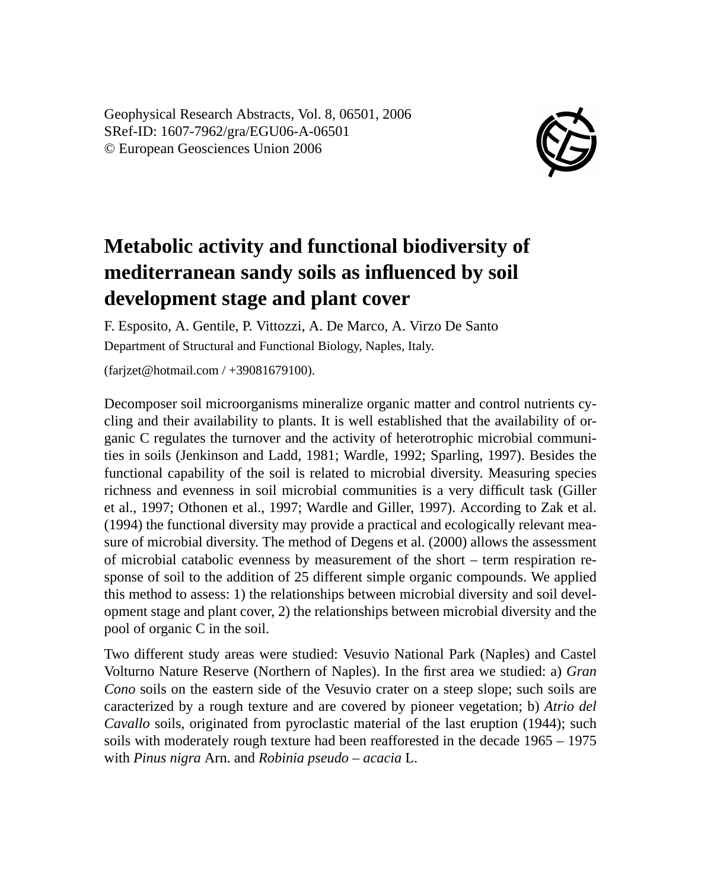Geophysical Research Abstracts, Vol. 8, 06501, 2006
SRef-ID: 1607-7962/gra/EGU06-A-06501
© European Geosciences Union 2006

# Metabolic activity and functional biodiversity of mediterranean sandy soils as influenced by soil development stage and plant cover

F. Esposito, A. Gentile, P. Vittozzi, A. De Marco, A. Virzo De Santo

Department of Structural and Functional Biology, Naples, Italy.

(farjzet@hotmail.com / +39081679100).

Decomposer soil microorganisms mineralize organic matter and control nutrients cycling and their availability to plants. It is well established that the availability of organic C regulates the turnover and the activity of heterotrophic microbial communities in soils (Jenkinson and Ladd, 1981; Wardle, 1992; Sparling, 1997). Besides the functional capability of the soil is related to microbial diversity. Measuring species richness and evenness in soil microbial communities is a very difficult task (Giller et al., 1997; Othonen et al., 1997; Wardle and Giller, 1997). According to Zak et al. (1994) the functional diversity may provide a practical and ecologically relevant measure of microbial diversity. The method of Degens et al. (2000) allows the assessment of microbial catabolic evenness by measurement of the short – term respiration response of soil to the addition of 25 different simple organic compounds. We applied this method to assess: 1) the relationships between microbial diversity and soil development stage and plant cover, 2) the relationships between microbial diversity and the pool of organic C in the soil.

Two different study areas were studied: Vesuvio National Park (Naples) and Castel Volturno Nature Reserve (Northern of Naples). In the first area we studied: a) *Gran Cono* soils on the eastern side of the Vesuvio crater on a steep slope; such soils are caracterized by a rough texture and are covered by pioneer vegetation; b) *Atrio del Cavallo* soils, originated from pyroclastic material of the last eruption (1944); such soils with moderately rough texture had been reafforested in the decade 1965 – 1975 with *Pinus nigra* Arn. and *Robinia pseudo – acacia* L.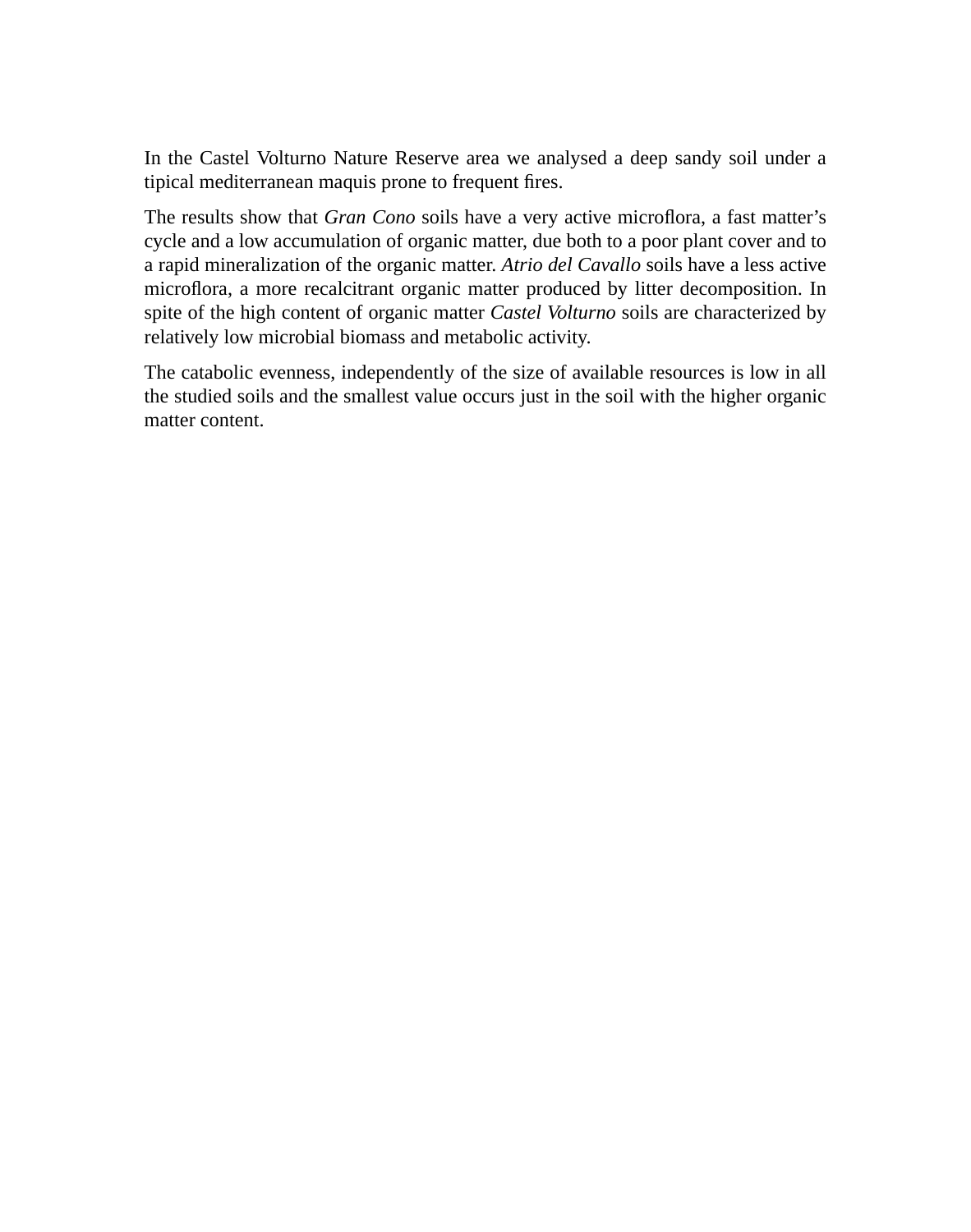In the Castel Volturno Nature Reserve area we analysed a deep sandy soil under a tipical mediterranean maquis prone to frequent fires.

The results show that *Gran Cono* soils have a very active microflora, a fast matter's cycle and a low accumulation of organic matter, due both to a poor plant cover and to a rapid mineralization of the organic matter. *Atrio del Cavallo* soils have a less active microflora, a more recalcitrant organic matter produced by litter decomposition. In spite of the high content of organic matter *Castel Volturno* soils are characterized by relatively low microbial biomass and metabolic activity.

The catabolic evenness, independently of the size of available resources is low in all the studied soils and the smallest value occurs just in the soil with the higher organic matter content.